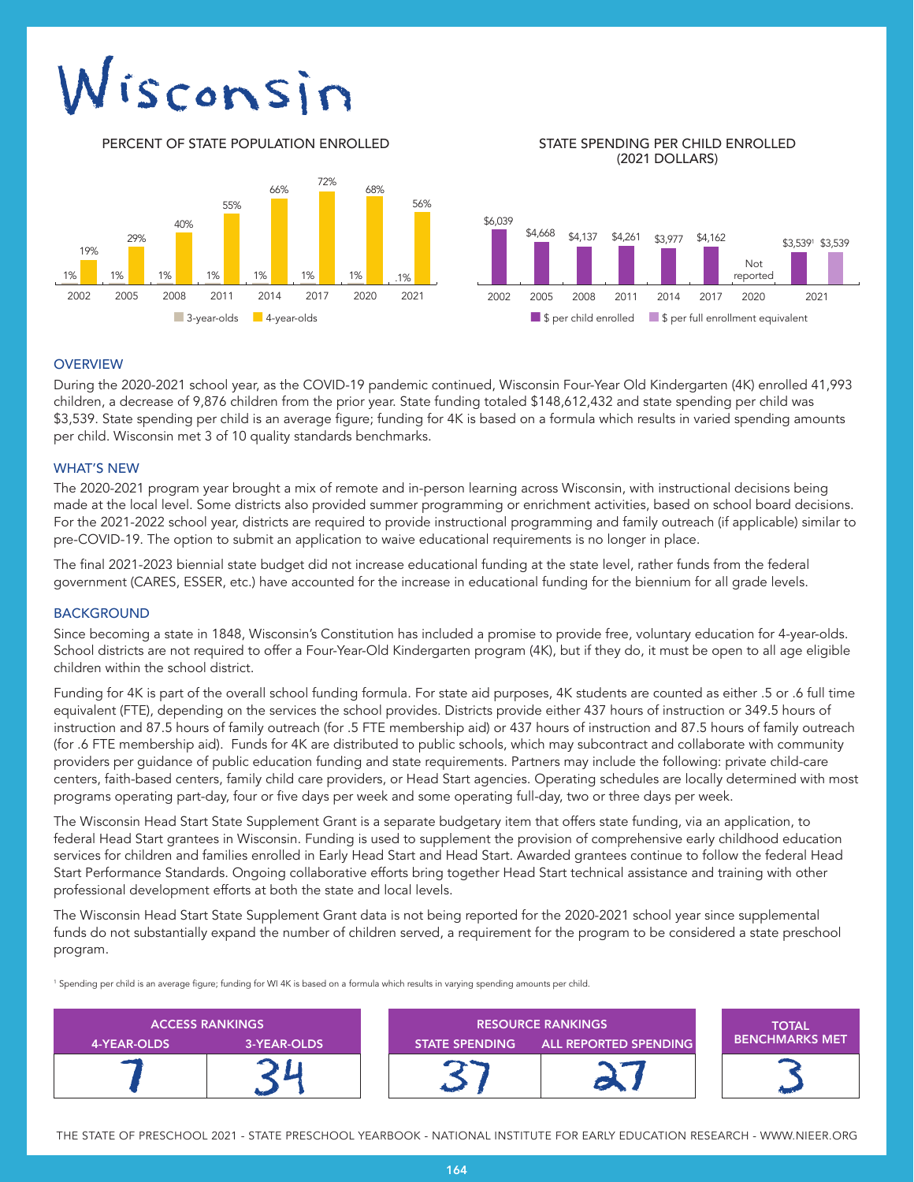# Wisconsin

PERCENT OF STATE POPULATION ENROLLED

| Year | 3-year-olds | 4-year-olds |
|---|---|---|
| 2002 | 1% | 19% |
| 2005 | 1% | 29% |
| 2008 | 1% | 40% |
| 2011 | 1% | 55% |
| 2014 | 1% | 66% |
| 2017 | 1% | 72% |
| 2020 | 1% | 68% |
| 2021 | .1% | 56% |

STATE SPENDING PER CHILD ENROLLED (2021 DOLLARS)

| Year | $ per child enrolled | $ per full enrollment equivalent |
|---|---|---|
| 2002 | $6,039 | |
| 2005 | $4,668 | |
| 2008 | $4,137 | |
| 2011 | $4,261 | |
| 2014 | $3,977 | |
| 2017 | $4,162 | |
| 2020 | Not reported | |
| 2021 | $3,539[1] | $3,539 |

## OVERVIEW

During the 2020-2021 school year, as the COVID-19 pandemic continued, Wisconsin Four-Year Old Kindergarten (4K) enrolled 41,993 children, a decrease of 9,876 children from the prior year. State funding totaled $148,612,432 and state spending per child was $3,539. State spending per child is an average figure; funding for 4K is based on a formula which results in varied spending amounts per child. Wisconsin met 3 of 10 quality standards benchmarks.

## WHAT'S NEW

The 2020-2021 program year brought a mix of remote and in-person learning across Wisconsin, with instructional decisions being made at the local level. Some districts also provided summer programming or enrichment activities, based on school board decisions. For the 2021-2022 school year, districts are required to provide instructional programming and family outreach (if applicable) similar to pre-COVID-19. The option to submit an application to waive educational requirements is no longer in place.

The final 2021-2023 biennial state budget did not increase educational funding at the state level, rather funds from the federal government (CARES, ESSER, etc.) have accounted for the increase in educational funding for the biennium for all grade levels.

## BACKGROUND

Since becoming a state in 1848, Wisconsin's Constitution has included a promise to provide free, voluntary education for 4-year-olds. School districts are not required to offer a Four-Year-Old Kindergarten program (4K), but if they do, it must be open to all age eligible children within the school district.

Funding for 4K is part of the overall school funding formula. For state aid purposes, 4K students are counted as either .5 or .6 full time equivalent (FTE), depending on the services the school provides. Districts provide either 437 hours of instruction or 349.5 hours of instruction and 87.5 hours of family outreach (for .5 FTE membership aid) or 437 hours of instruction and 87.5 hours of family outreach (for .6 FTE membership aid). Funds for 4K are distributed to public schools, which may subcontract and collaborate with community providers per guidance of public education funding and state requirements. Partners may include the following: private child-care centers, faith-based centers, family child care providers, or Head Start agencies. Operating schedules are locally determined with most programs operating part-day, four or five days per week and some operating full-day, two or three days per week.

The Wisconsin Head Start State Supplement Grant is a separate budgetary item that offers state funding, via an application, to federal Head Start grantees in Wisconsin. Funding is used to supplement the provision of comprehensive early childhood education services for children and families enrolled in Early Head Start and Head Start. Awarded grantees continue to follow the federal Head Start Performance Standards. Ongoing collaborative efforts bring together Head Start technical assistance and training with other professional development efforts at both the state and local levels.

The Wisconsin Head Start State Supplement Grant data is not being reported for the 2020-2021 school year since supplemental funds do not substantially expand the number of children served, a requirement for the program to be considered a state preschool program.

[1] Spending per child is an average figure; funding for WI 4K is based on a formula which results in varying spending amounts per child.

| ACCESS RANKINGS | | RESOURCE RANKINGS | | TOTAL BENCHMARKS MET |
|---|---|---|---|---|
| 4-YEAR-OLDS | 3-YEAR-OLDS | STATE SPENDING | ALL REPORTED SPENDING | |
| 7 | 34 | 37 | 27 | 3 |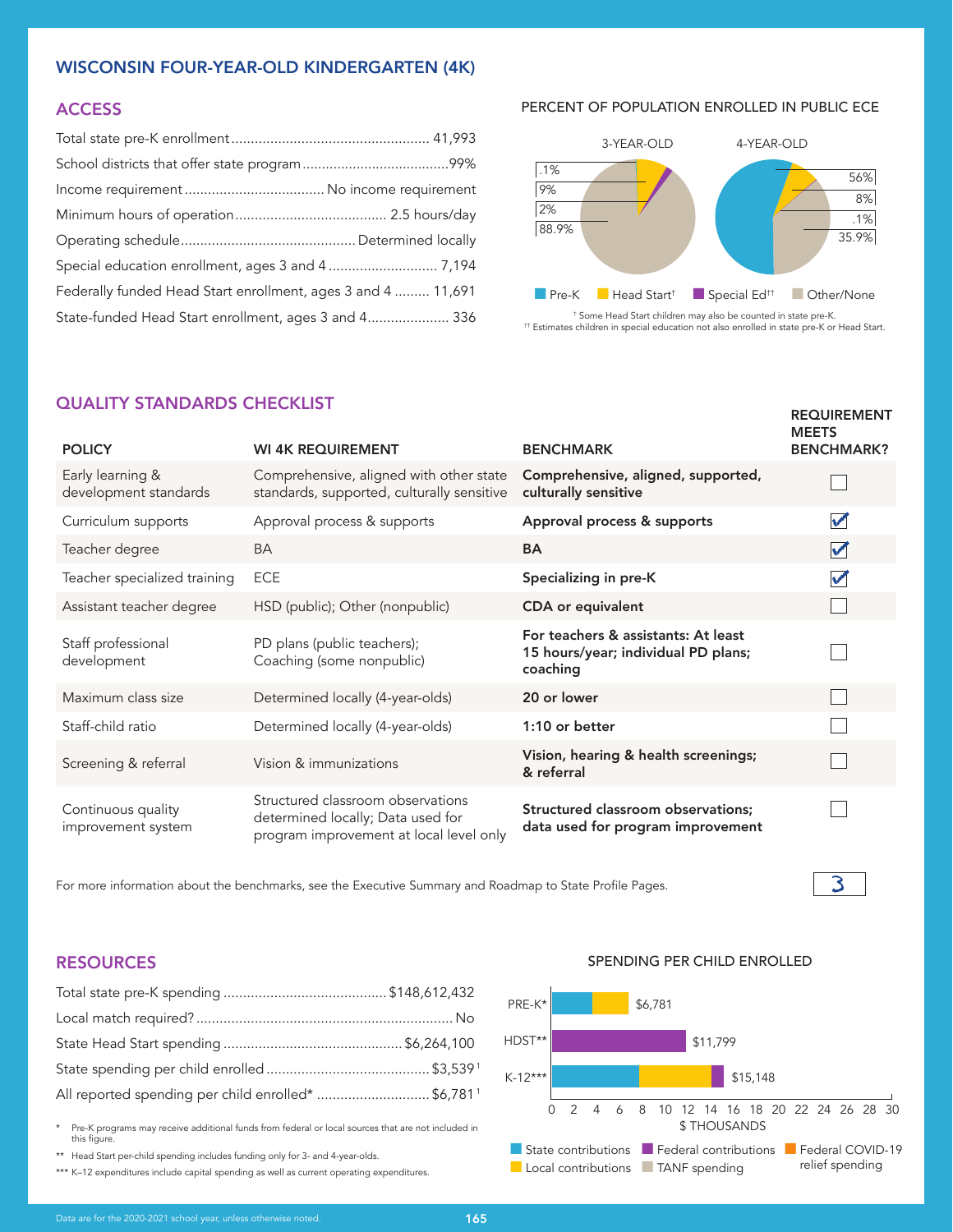# WISCONSIN FOUR-YEAR-OLD KINDERGARTEN (4K)

## ACCESS

| | |
|---|---|
| Total state pre-K enrollment | 41,993 |
| School districts that offer state program | 99% |
| Income requirement | No income requirement |
| Minimum hours of operation | 2.5 hours/day |
| Operating schedule | Determined locally |
| Special education enrollment, ages 3 and 4 | 7,194 |
| Federally funded Head Start enrollment, ages 3 and 4 | 11,691 |
| State-funded Head Start enrollment, ages 3 and 4 | 336 |

PERCENT OF POPULATION ENROLLED IN PUBLIC ECE

3-YEAR-OLD

.1%
9%
2%
88.9%

4-YEAR-OLD

56%
8%
.1%
35.9%

Pre-K | Head Start† | Special Ed†† | Other/None

† Some Head Start children may also be counted in state pre-K.
†† Estimates children in special education not also enrolled in state pre-K or Head Start.

## QUALITY STANDARDS CHECKLIST

| POLICY | WI 4K REQUIREMENT | BENCHMARK | REQUIREMENT MEETS BENCHMARK? |
|---|---|---|---|
| Early learning & development standards | Comprehensive, aligned with other state standards, supported, culturally sensitive | **Comprehensive, aligned, supported, culturally sensitive** | ☐ |
| Curriculum supports | Approval process & supports | **Approval process & supports** | ☑ |
| Teacher degree | BA | **BA** | ☑ |
| Teacher specialized training | ECE | **Specializing in pre-K** | ☑ |
| Assistant teacher degree | HSD (public); Other (nonpublic) | **CDA or equivalent** | ☐ |
| Staff professional development | PD plans (public teachers); Coaching (some nonpublic) | **For teachers & assistants: At least 15 hours/year; individual PD plans; coaching** | ☐ |
| Maximum class size | Determined locally (4-year-olds) | **20 or lower** | ☐ |
| Staff-child ratio | Determined locally (4-year-olds) | **1:10 or better** | ☐ |
| Screening & referral | Vision & immunizations | **Vision, hearing & health screenings; & referral** | ☐ |
| Continuous quality improvement system | Structured classroom observations determined locally; Data used for program improvement at local level only | **Structured classroom observations; data used for program improvement** | ☐ |

For more information about the benchmarks, see the Executive Summary and Roadmap to State Profile Pages.

3

## RESOURCES

| | |
|---|---|
| Total state pre-K spending | $148,612,432 |
| Local match required? | No |
| State Head Start spending | $6,264,100 |
| State spending per child enrolled | $3,539[1] |
| All reported spending per child enrolled* | $6,781[1] |

\* Pre-K programs may receive additional funds from federal or local sources that are not included in this figure.

** Head Start per-child spending includes funding only for 3- and 4-year-olds.

*** K–12 expenditures include capital spending as well as current operating expenditures.

SPENDING PER CHILD ENROLLED

PRE-K* $6,781
HDST** $11,799
K-12*** $15,148

0 2 4 6 8 10 12 14 16 18 20 22 24 26 28 30
$ THOUSANDS

State contributions | Federal contributions | Federal COVID-19 relief spending | Local contributions | TANF spending

Data are for the 2020-2021 school year, unless otherwise noted.